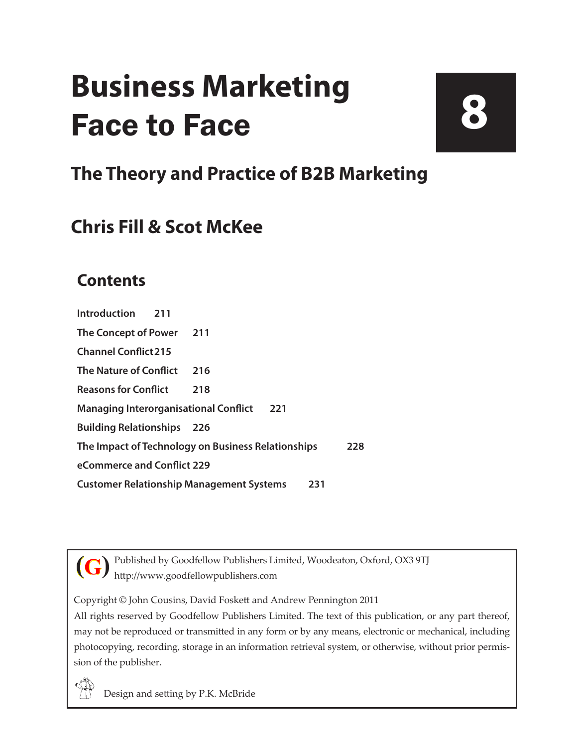# Business Marketing Face to Face

**8**

## The Theory and Practice of B2B Marketing

## Chris Fill & Scot McKee

### Contents

**Introduction 211**

**The Concept of Power 211**

**Channel Conflict 215**

**The Nature of Conflict 216**

**Reasons for Conflict 218**

**Managing Interorganisational Conflict 221**

**Building Relationships 226**

**The Impact of Technology on Business Relationships 228**

**eCommerce and Conflict 229**

**Customer Relationship Management Systems 231**

Published by Goodfellow Publishers Limited, Woodeaton, Oxford, OX3 9TJ
http://www.goodfellowpublishers.com

Copyright © John Cousins, David Foskett and Andrew Pennington 2011

All rights reserved by Goodfellow Publishers Limited. The text of this publication, or any part thereof, may not be reproduced or transmitted in any form or by any means, electronic or mechanical, including photocopying, recording, storage in an information retrieval system, or otherwise, without prior permission of the publisher.

Design and setting by P.K. McBride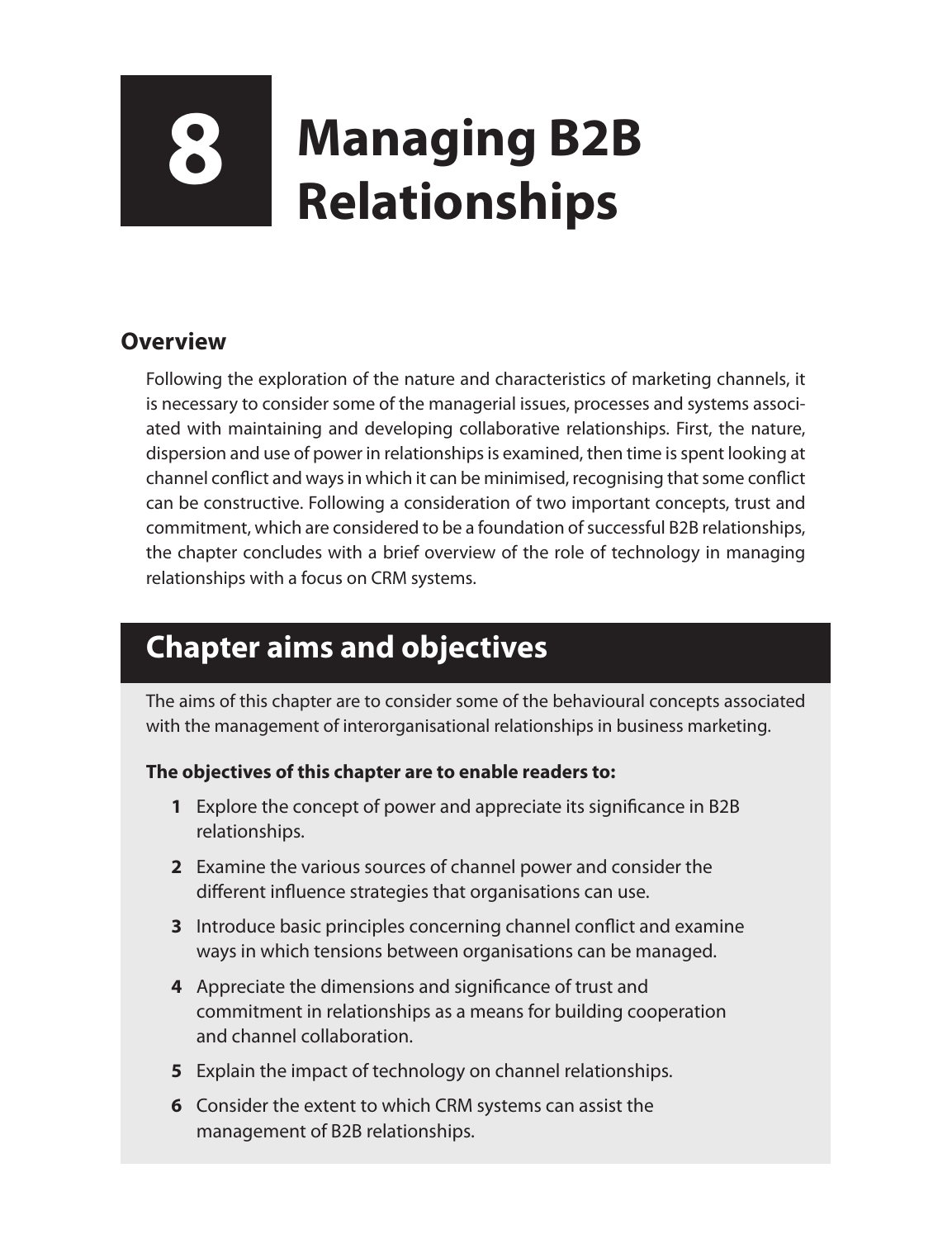# 8 Managing B2B Relationships

## Overview

Following the exploration of the nature and characteristics of marketing channels, it is necessary to consider some of the managerial issues, processes and systems associated with maintaining and developing collaborative relationships. First, the nature, dispersion and use of power in relationships is examined, then time is spent looking at channel conflict and ways in which it can be minimised, recognising that some conflict can be constructive. Following a consideration of two important concepts, trust and commitment, which are considered to be a foundation of successful B2B relationships, the chapter concludes with a brief overview of the role of technology in managing relationships with a focus on CRM systems.

## Chapter aims and objectives

The aims of this chapter are to consider some of the behavioural concepts associated with the management of interorganisational relationships in business marketing.

**The objectives of this chapter are to enable readers to:**

1. Explore the concept of power and appreciate its significance in B2B relationships.
2. Examine the various sources of channel power and consider the different influence strategies that organisations can use.
3. Introduce basic principles concerning channel conflict and examine ways in which tensions between organisations can be managed.
4. Appreciate the dimensions and significance of trust and commitment in relationships as a means for building cooperation and channel collaboration.
5. Explain the impact of technology on channel relationships.
6. Consider the extent to which CRM systems can assist the management of B2B relationships.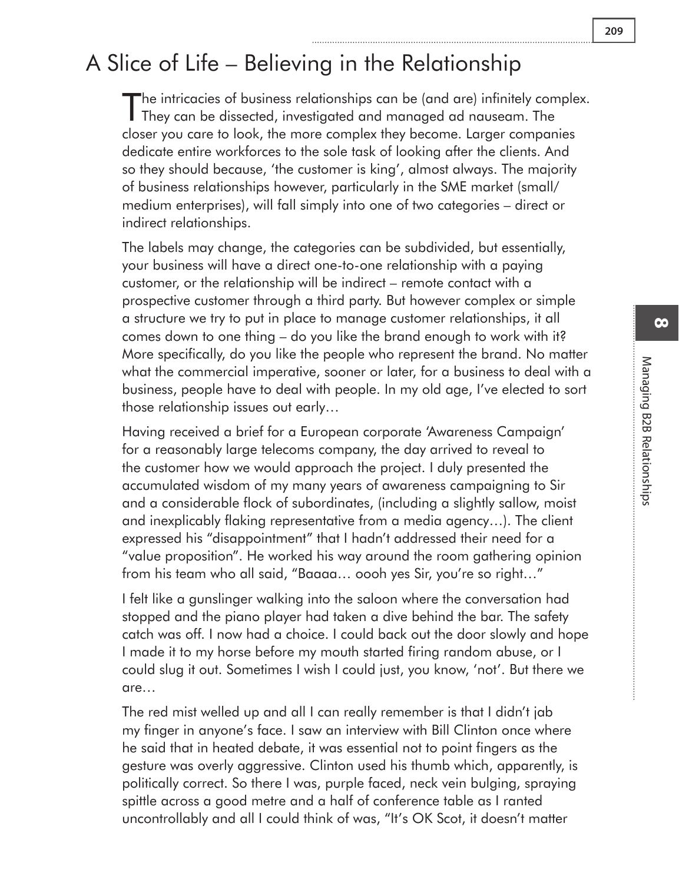# A Slice of Life – Believing in the Relationship

The intricacies of business relationships can be (and are) infinitely complex. They can be dissected, investigated and managed ad nauseam. The closer you care to look, the more complex they become. Larger companies dedicate entire workforces to the sole task of looking after the clients. And so they should because, 'the customer is king', almost always. The majority of business relationships however, particularly in the SME market (small/medium enterprises), will fall simply into one of two categories – direct or indirect relationships.

The labels may change, the categories can be subdivided, but essentially, your business will have a direct one-to-one relationship with a paying customer, or the relationship will be indirect – remote contact with a prospective customer through a third party. But however complex or simple a structure we try to put in place to manage customer relationships, it all comes down to one thing – do you like the brand enough to work with it? More specifically, do you like the people who represent the brand. No matter what the commercial imperative, sooner or later, for a business to deal with a business, people have to deal with people. In my old age, I've elected to sort those relationship issues out early…

Having received a brief for a European corporate 'Awareness Campaign' for a reasonably large telecoms company, the day arrived to reveal to the customer how we would approach the project. I duly presented the accumulated wisdom of my many years of awareness campaigning to Sir and a considerable flock of subordinates, (including a slightly sallow, moist and inexplicably flaking representative from a media agency…). The client expressed his "disappointment" that I hadn't addressed their need for a "value proposition". He worked his way around the room gathering opinion from his team who all said, "Baaaa… oooh yes Sir, you're so right…"

I felt like a gunslinger walking into the saloon where the conversation had stopped and the piano player had taken a dive behind the bar. The safety catch was off. I now had a choice. I could back out the door slowly and hope I made it to my horse before my mouth started firing random abuse, or I could slug it out. Sometimes I wish I could just, you know, 'not'. But there we are…

The red mist welled up and all I can really remember is that I didn't jab my finger in anyone's face. I saw an interview with Bill Clinton once where he said that in heated debate, it was essential not to point fingers as the gesture was overly aggressive. Clinton used his thumb which, apparently, is politically correct. So there I was, purple faced, neck vein bulging, spraying spittle across a good metre and a half of conference table as I ranted uncontrollably and all I could think of was, "It's OK Scot, it doesn't matter